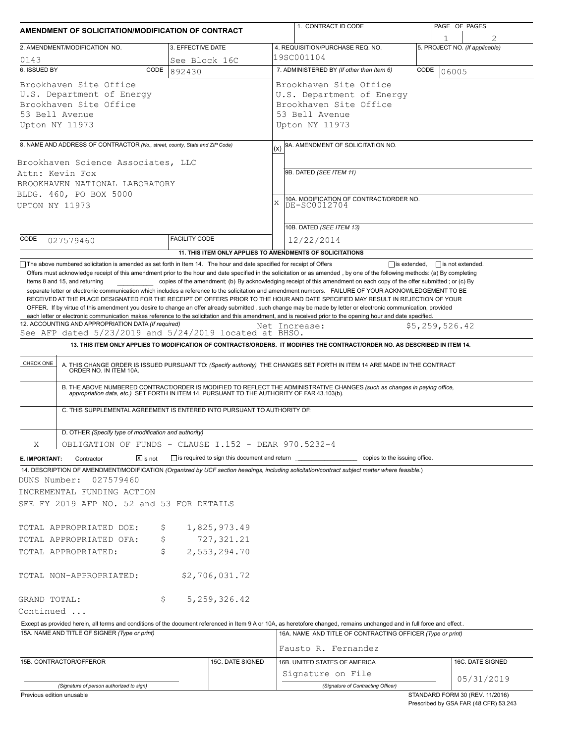# AMENDMENT OF SOLICITATION/MODIFICATION OF CONTRACT

| | |
|---|---|
| 1. CONTRACT ID CODE | |
| PAGE OF PAGES | 1 / 2 |
| 2. AMENDMENT/MODIFICATION NO. | 0143 |
| 3. EFFECTIVE DATE | See Block 16C |
| 4. REQUISITION/PURCHASE REQ. NO. | 19SC001104 |
| 5. PROJECT NO. (If applicable) | |
| 6. ISSUED BY CODE | 892430 |
| 7. ADMINISTERED BY (If other than Item 6) CODE | 06005 |

**6. ISSUED BY:**
Brookhaven Site Office
U.S. Department of Energy
Brookhaven Site Office
53 Bell Avenue
Upton NY 11973

**7. ADMINISTERED BY:**
Brookhaven Site Office
U.S. Department of Energy
Brookhaven Site Office
53 Bell Avenue
Upton NY 11973

**8. NAME AND ADDRESS OF CONTRACTOR** (No., street, county, State and ZIP Code)
Brookhaven Science Associates, LLC
Attn: Kevin Fox
BROOKHAVEN NATIONAL LABORATORY
BLDG. 460, PO BOX 5000
UPTON NY 11973

CODE 027579460 FACILITY CODE

(x) 9A. AMENDMENT OF SOLICITATION NO.

9B. DATED (SEE ITEM 11)

X 10A. MODIFICATION OF CONTRACT/ORDER NO. DE-SC0012704

10B. DATED (SEE ITEM 13) 12/22/2014

**11. THIS ITEM ONLY APPLIES TO AMENDMENTS OF SOLICITATIONS**

☐ The above numbered solicitation is amended as set forth in Item 14. The hour and date specified for receipt of Offers ☐ is extended, ☐ is not extended.
Offers must acknowledge receipt of this amendment prior to the hour and date specified in the solicitation or as amended , by one of the following methods: (a) By completing Items 8 and 15, and returning ________ copies of the amendment; (b) By acknowledging receipt of this amendment on each copy of the offer submitted ; or (c) By separate letter or electronic communication which includes a reference to the solicitation and amendment numbers. FAILURE OF YOUR ACKNOWLEDGEMENT TO BE RECEIVED AT THE PLACE DESIGNATED FOR THE RECEIPT OF OFFERS PRIOR TO THE HOUR AND DATE SPECIFIED MAY RESULT IN REJECTION OF YOUR OFFER. If by virtue of this amendment you desire to change an offer already submitted , such change may be made by letter or electronic communication, provided each letter or electronic communication makes reference to the solicitation and this amendment, and is received prior to the opening hour and date specified.

**12. ACCOUNTING AND APPROPRIATION DATA** (If required)
See AFP dated 5/23/2019 and 5/24/2019 located at BHSO. Net Increase: $5,259,526.42

**13. THIS ITEM ONLY APPLIES TO MODIFICATION OF CONTRACTS/ORDERS. IT MODIFIES THE CONTRACT/ORDER NO. AS DESCRIBED IN ITEM 14.**

| CHECK ONE | |
|---|---|
| | A. THIS CHANGE ORDER IS ISSUED PURSUANT TO: (Specify authority) THE CHANGES SET FORTH IN ITEM 14 ARE MADE IN THE CONTRACT ORDER NO. IN ITEM 10A. |
| | B. THE ABOVE NUMBERED CONTRACT/ORDER IS MODIFIED TO REFLECT THE ADMINISTRATIVE CHANGES (such as changes in paying office, appropriation data, etc.) SET FORTH IN ITEM 14, PURSUANT TO THE AUTHORITY OF FAR 43.103(b). |
| | C. THIS SUPPLEMENTAL AGREEMENT IS ENTERED INTO PURSUANT TO AUTHORITY OF: |
| X | D. OTHER (Specify type of modification and authority) OBLIGATION OF FUNDS - CLAUSE I.152 - DEAR 970.5232-4 |

**E. IMPORTANT:** Contractor ☒ is not ☐ is required to sign this document and return ________ copies to the issuing office.

**14. DESCRIPTION OF AMENDMENT/MODIFICATION** (Organized by UCF section headings, including solicitation/contract subject matter where feasible.)

DUNS Number: 027579460
INCREMENTAL FUNDING ACTION
SEE FY 2019 AFP NO. 52 and 53 FOR DETAILS

| | |
|---|---|
| TOTAL APPROPRIATED DOE: | $ 1,825,973.49 |
| TOTAL APPROPRIATED OFA: | $ 727,321.21 |
| TOTAL APPROPRIATED: | $ 2,553,294.70 |
| TOTAL NON-APPROPRIATED: | $2,706,031.72 |
| GRAND TOTAL: | $ 5,259,326.42 |

Continued ...

Except as provided herein, all terms and conditions of the document referenced in Item 9 A or 10A, as heretofore changed, remains unchanged and in full force and effect.

| | |
|---|---|
| 15A. NAME AND TITLE OF SIGNER (Type or print) | 16A. NAME AND TITLE OF CONTRACTING OFFICER (Type or print) Fausto R. Fernandez |
| 15B. CONTRACTOR/OFFEROR (Signature of person authorized to sign) | 16B. UNITED STATES OF AMERICA Signature on File (Signature of Contracting Officer) |
| 15C. DATE SIGNED | 16C. DATE SIGNED 05/31/2019 |

Previous edition unusable

STANDARD FORM 30 (REV. 11/2016)
Prescribed by GSA FAR (48 CFR) 53.243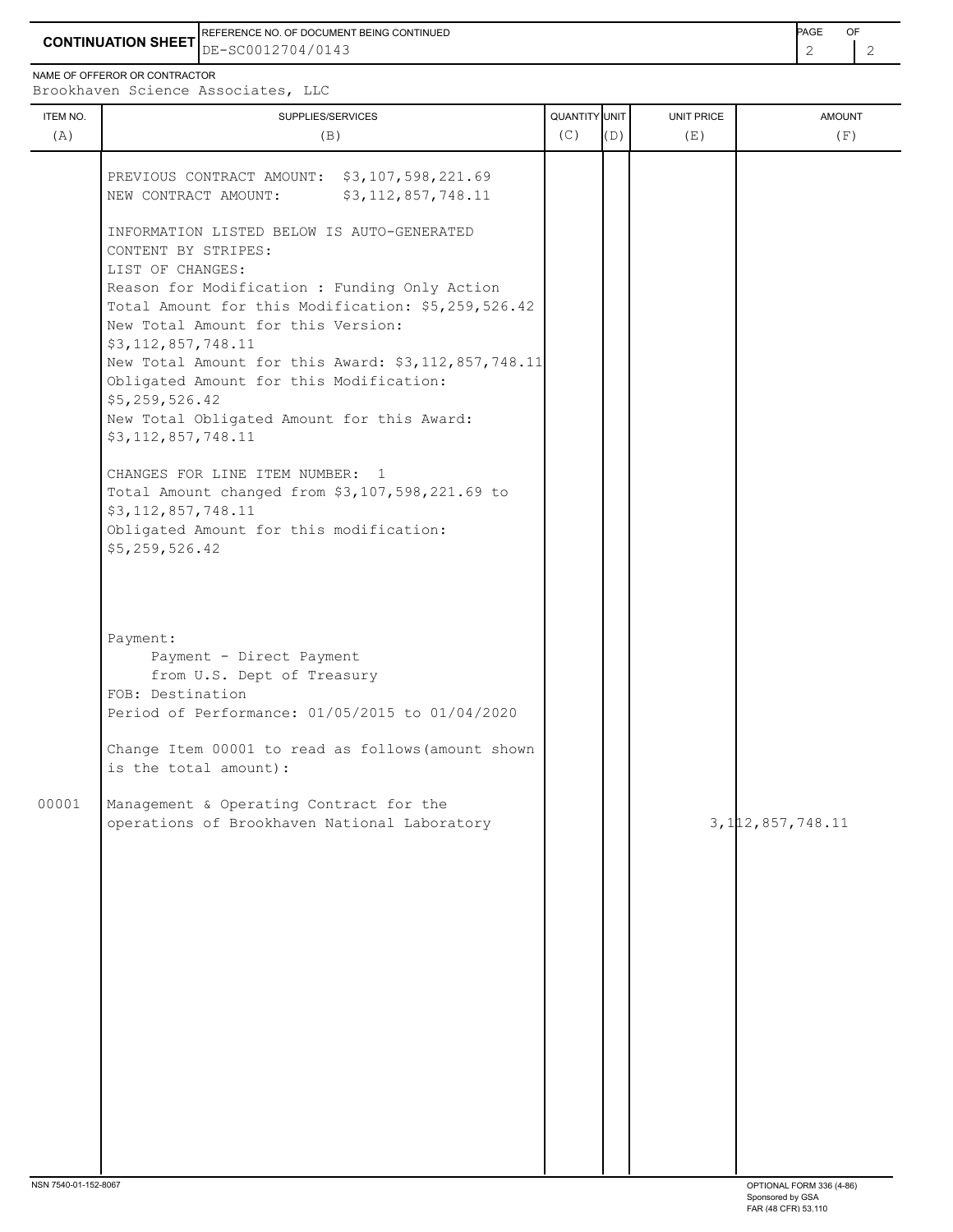**CONTINUATION SHEET**

REFERENCE NO. OF DOCUMENT BEING CONTINUED: DE-SC0012704/0143

NAME OF OFFEROR OR CONTRACTOR: Brookhaven Science Associates, LLC

| ITEM NO. (A) | SUPPLIES/SERVICES (B) | QUANTITY (C) | UNIT (D) | UNIT PRICE (E) | AMOUNT (F) |
|---|---|---|---|---|---|
| | PREVIOUS CONTRACT AMOUNT: $3,107,598,221.69<br>NEW CONTRACT AMOUNT: $3,112,857,748.11<br><br>INFORMATION LISTED BELOW IS AUTO-GENERATED CONTENT BY STRIPES:<br>LIST OF CHANGES:<br>Reason for Modification : Funding Only Action<br>Total Amount for this Modification: $5,259,526.42<br>New Total Amount for this Version: $3,112,857,748.11<br>New Total Amount for this Award: $3,112,857,748.11<br>Obligated Amount for this Modification: $5,259,526.42<br>New Total Obligated Amount for this Award: $3,112,857,748.11<br><br>CHANGES FOR LINE ITEM NUMBER: 1<br>Total Amount changed from $3,107,598,221.69 to $3,112,857,748.11<br>Obligated Amount for this modification: $5,259,526.42<br><br>Payment:<br>Payment - Direct Payment from U.S. Dept of Treasury<br>FOB: Destination<br>Period of Performance: 01/05/2015 to 01/04/2020<br><br>Change Item 00001 to read as follows(amount shown is the total amount): | | | | |
| 00001 | Management & Operating Contract for the operations of Brookhaven National Laboratory | | | | 3,112,857,748.11 |

NSN 7540-01-152-8067

OPTIONAL FORM 336 (4-86)
Sponsored by GSA
FAR (48 CFR) 53.110